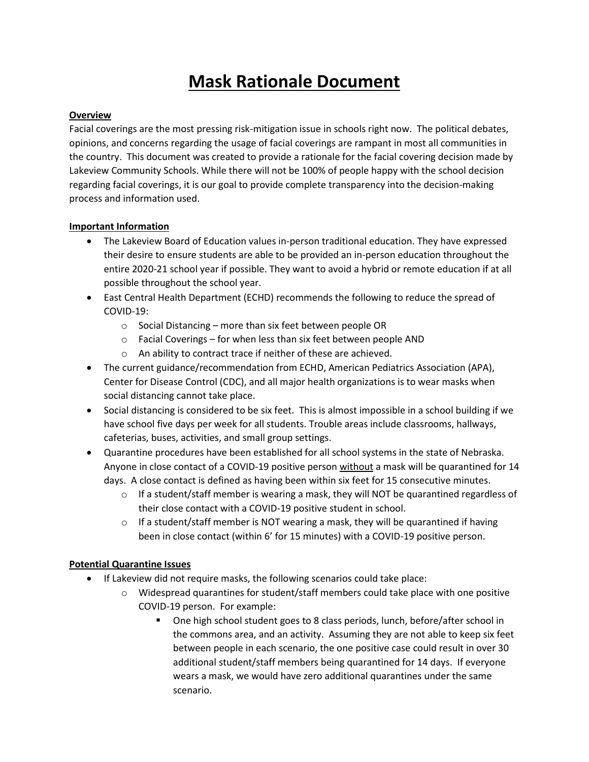# Mask Rationale Document

**Overview**

Facial coverings are the most pressing risk-mitigation issue in schools right now. The political debates, opinions, and concerns regarding the usage of facial coverings are rampant in most all communities in the country. This document was created to provide a rationale for the facial covering decision made by Lakeview Community Schools. While there will not be 100% of people happy with the school decision regarding facial coverings, it is our goal to provide complete transparency into the decision-making process and information used.

**Important Information**

- The Lakeview Board of Education values in-person traditional education. They have expressed their desire to ensure students are able to be provided an in-person education throughout the entire 2020-21 school year if possible. They want to avoid a hybrid or remote education if at all possible throughout the school year.
- East Central Health Department (ECHD) recommends the following to reduce the spread of COVID-19:
  - Social Distancing – more than six feet between people OR
  - Facial Coverings – for when less than six feet between people AND
  - An ability to contract trace if neither of these are achieved.
- The current guidance/recommendation from ECHD, American Pediatrics Association (APA), Center for Disease Control (CDC), and all major health organizations is to wear masks when social distancing cannot take place.
- Social distancing is considered to be six feet. This is almost impossible in a school building if we have school five days per week for all students. Trouble areas include classrooms, hallways, cafeterias, buses, activities, and small group settings.
- Quarantine procedures have been established for all school systems in the state of Nebraska. Anyone in close contact of a COVID-19 positive person <u>without</u> a mask will be quarantined for 14 days. A close contact is defined as having been within six feet for 15 consecutive minutes.
  - If a student/staff member is wearing a mask, they will NOT be quarantined regardless of their close contact with a COVID-19 positive student in school.
  - If a student/staff member is NOT wearing a mask, they will be quarantined if having been in close contact (within 6' for 15 minutes) with a COVID-19 positive person.

**Potential Quarantine Issues**

- If Lakeview did not require masks, the following scenarios could take place:
  - Widespread quarantines for student/staff members could take place with one positive COVID-19 person. For example:
    - One high school student goes to 8 class periods, lunch, before/after school in the commons area, and an activity. Assuming they are not able to keep six feet between people in each scenario, the one positive case could result in over 30 additional student/staff members being quarantined for 14 days. If everyone wears a mask, we would have zero additional quarantines under the same scenario.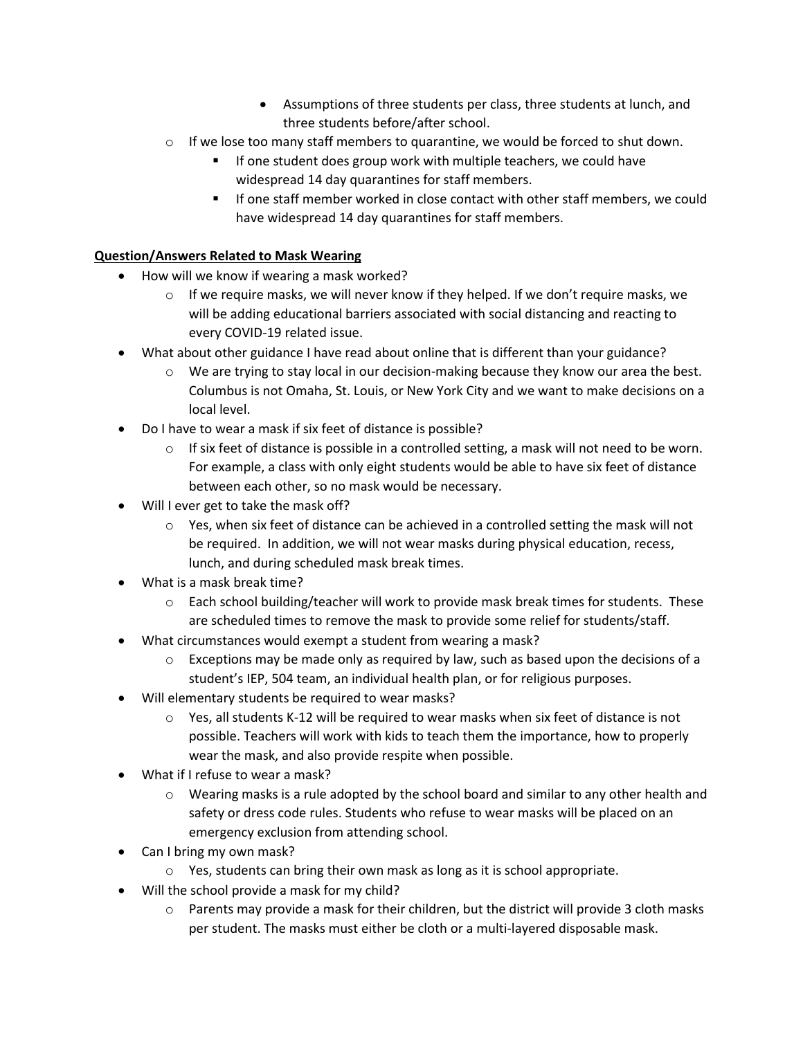- Assumptions of three students per class, three students at lunch, and three students before/after school.
  - If we lose too many staff members to quarantine, we would be forced to shut down.
    - If one student does group work with multiple teachers, we could have widespread 14 day quarantines for staff members.
    - If one staff member worked in close contact with other staff members, we could have widespread 14 day quarantines for staff members.

**<u>Question/Answers Related to Mask Wearing</u>**

- How will we know if wearing a mask worked?
  - If we require masks, we will never know if they helped. If we don't require masks, we will be adding educational barriers associated with social distancing and reacting to every COVID-19 related issue.
- What about other guidance I have read about online that is different than your guidance?
  - We are trying to stay local in our decision-making because they know our area the best. Columbus is not Omaha, St. Louis, or New York City and we want to make decisions on a local level.
- Do I have to wear a mask if six feet of distance is possible?
  - If six feet of distance is possible in a controlled setting, a mask will not need to be worn. For example, a class with only eight students would be able to have six feet of distance between each other, so no mask would be necessary.
- Will I ever get to take the mask off?
  - Yes, when six feet of distance can be achieved in a controlled setting the mask will not be required. In addition, we will not wear masks during physical education, recess, lunch, and during scheduled mask break times.
- What is a mask break time?
  - Each school building/teacher will work to provide mask break times for students. These are scheduled times to remove the mask to provide some relief for students/staff.
- What circumstances would exempt a student from wearing a mask?
  - Exceptions may be made only as required by law, such as based upon the decisions of a student's IEP, 504 team, an individual health plan, or for religious purposes.
- Will elementary students be required to wear masks?
  - Yes, all students K-12 will be required to wear masks when six feet of distance is not possible. Teachers will work with kids to teach them the importance, how to properly wear the mask, and also provide respite when possible.
- What if I refuse to wear a mask?
  - Wearing masks is a rule adopted by the school board and similar to any other health and safety or dress code rules. Students who refuse to wear masks will be placed on an emergency exclusion from attending school.
- Can I bring my own mask?
  - Yes, students can bring their own mask as long as it is school appropriate.
- Will the school provide a mask for my child?
  - Parents may provide a mask for their children, but the district will provide 3 cloth masks per student. The masks must either be cloth or a multi-layered disposable mask.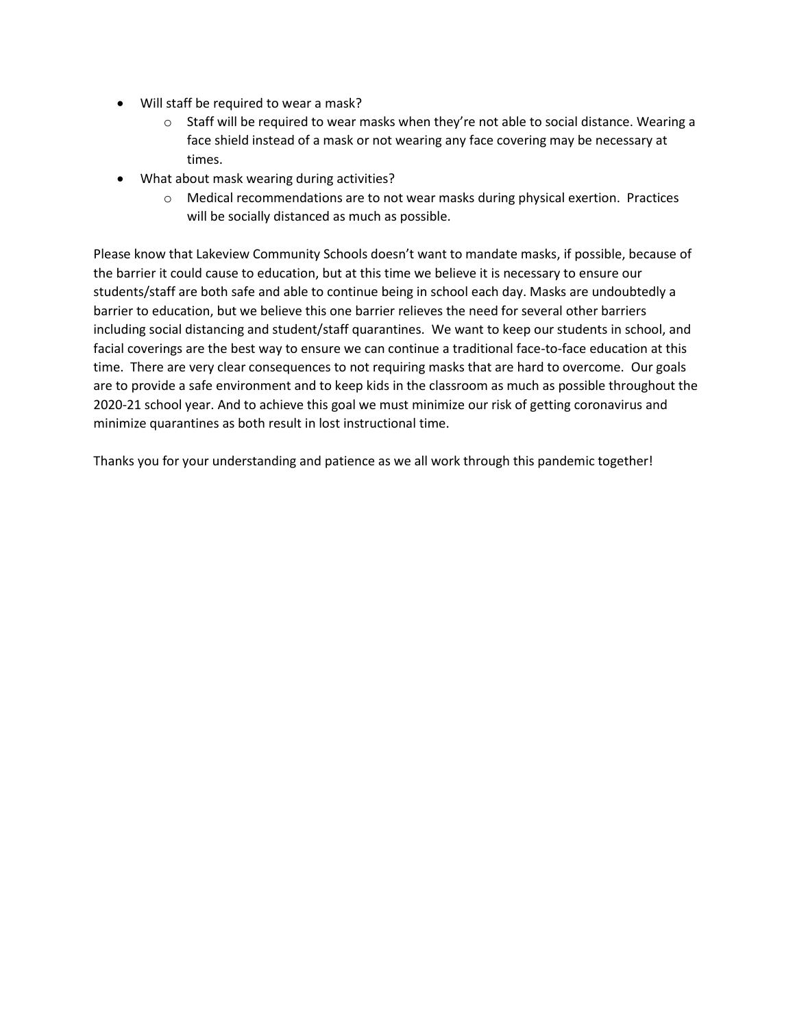- Will staff be required to wear a mask?
  - Staff will be required to wear masks when they're not able to social distance. Wearing a face shield instead of a mask or not wearing any face covering may be necessary at times.
- What about mask wearing during activities?
  - Medical recommendations are to not wear masks during physical exertion. Practices will be socially distanced as much as possible.

Please know that Lakeview Community Schools doesn't want to mandate masks, if possible, because of the barrier it could cause to education, but at this time we believe it is necessary to ensure our students/staff are both safe and able to continue being in school each day. Masks are undoubtedly a barrier to education, but we believe this one barrier relieves the need for several other barriers including social distancing and student/staff quarantines. We want to keep our students in school, and facial coverings are the best way to ensure we can continue a traditional face-to-face education at this time. There are very clear consequences to not requiring masks that are hard to overcome. Our goals are to provide a safe environment and to keep kids in the classroom as much as possible throughout the 2020-21 school year. And to achieve this goal we must minimize our risk of getting coronavirus and minimize quarantines as both result in lost instructional time.

Thanks you for your understanding and patience as we all work through this pandemic together!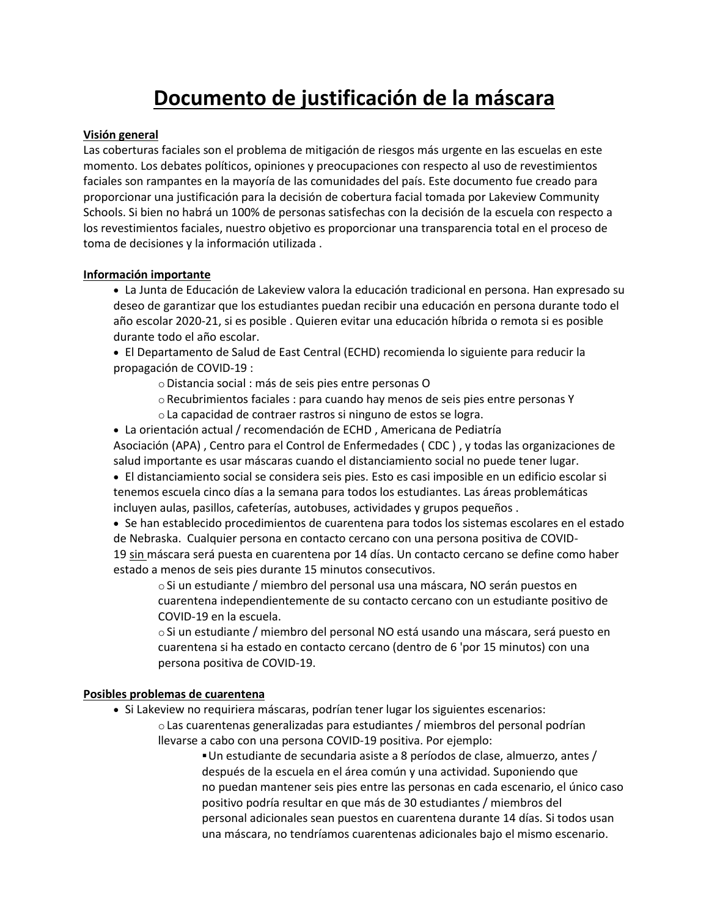# Documento de justificación de la máscara

**Visión general**

Las coberturas faciales son el problema de mitigación de riesgos más urgente en las escuelas en este momento. Los debates políticos, opiniones y preocupaciones con respecto al uso de revestimientos faciales son rampantes en la mayoría de las comunidades del país. Este documento fue creado para proporcionar una justificación para la decisión de cobertura facial tomada por Lakeview Community Schools. Si bien no habrá un 100% de personas satisfechas con la decisión de la escuela con respecto a los revestimientos faciales, nuestro objetivo es proporcionar una transparencia total en el proceso de toma de decisiones y la información utilizada .

**Información importante**

- La Junta de Educación de Lakeview valora la educación tradicional en persona. Han expresado su deseo de garantizar que los estudiantes puedan recibir una educación en persona durante todo el año escolar 2020-21, si es posible . Quieren evitar una educación híbrida o remota si es posible durante todo el año escolar.
- El Departamento de Salud de East Central (ECHD) recomienda lo siguiente para reducir la propagación de COVID-19 :
  - Distancia social : más de seis pies entre personas O
  - Recubrimientos faciales : para cuando hay menos de seis pies entre personas Y
  - La capacidad de contraer rastros si ninguno de estos se logra.
- La orientación actual / recomendación de ECHD , Americana de Pediatría Asociación (APA) , Centro para el Control de Enfermedades ( CDC ) , y todas las organizaciones de salud importante es usar máscaras cuando el distanciamiento social no puede tener lugar.
- El distanciamiento social se considera seis pies. Esto es casi imposible en un edificio escolar si tenemos escuela cinco días a la semana para todos los estudiantes. Las áreas problemáticas incluyen aulas, pasillos, cafeterías, autobuses, actividades y grupos pequeños .
- Se han establecido procedimientos de cuarentena para todos los sistemas escolares en el estado de Nebraska. Cualquier persona en contacto cercano con una persona positiva de COVID-19 sin máscara será puesta en cuarentena por 14 días. Un contacto cercano se define como haber estado a menos de seis pies durante 15 minutos consecutivos.
  - Si un estudiante / miembro del personal usa una máscara, NO serán puestos en cuarentena independientemente de su contacto cercano con un estudiante positivo de COVID-19 en la escuela.
  - Si un estudiante / miembro del personal NO está usando una máscara, será puesto en cuarentena si ha estado en contacto cercano (dentro de 6 'por 15 minutos) con una persona positiva de COVID-19.

**Posibles problemas de cuarentena**

- Si Lakeview no requiriera máscaras, podrían tener lugar los siguientes escenarios:
  - Las cuarentenas generalizadas para estudiantes / miembros del personal podrían llevarse a cabo con una persona COVID-19 positiva. Por ejemplo:
    - Un estudiante de secundaria asiste a 8 períodos de clase, almuerzo, antes / después de la escuela en el área común y una actividad. Suponiendo que no puedan mantener seis pies entre las personas en cada escenario, el único caso positivo podría resultar en que más de 30 estudiantes / miembros del personal adicionales sean puestos en cuarentena durante 14 días. Si todos usan una máscara, no tendríamos cuarentenas adicionales bajo el mismo escenario.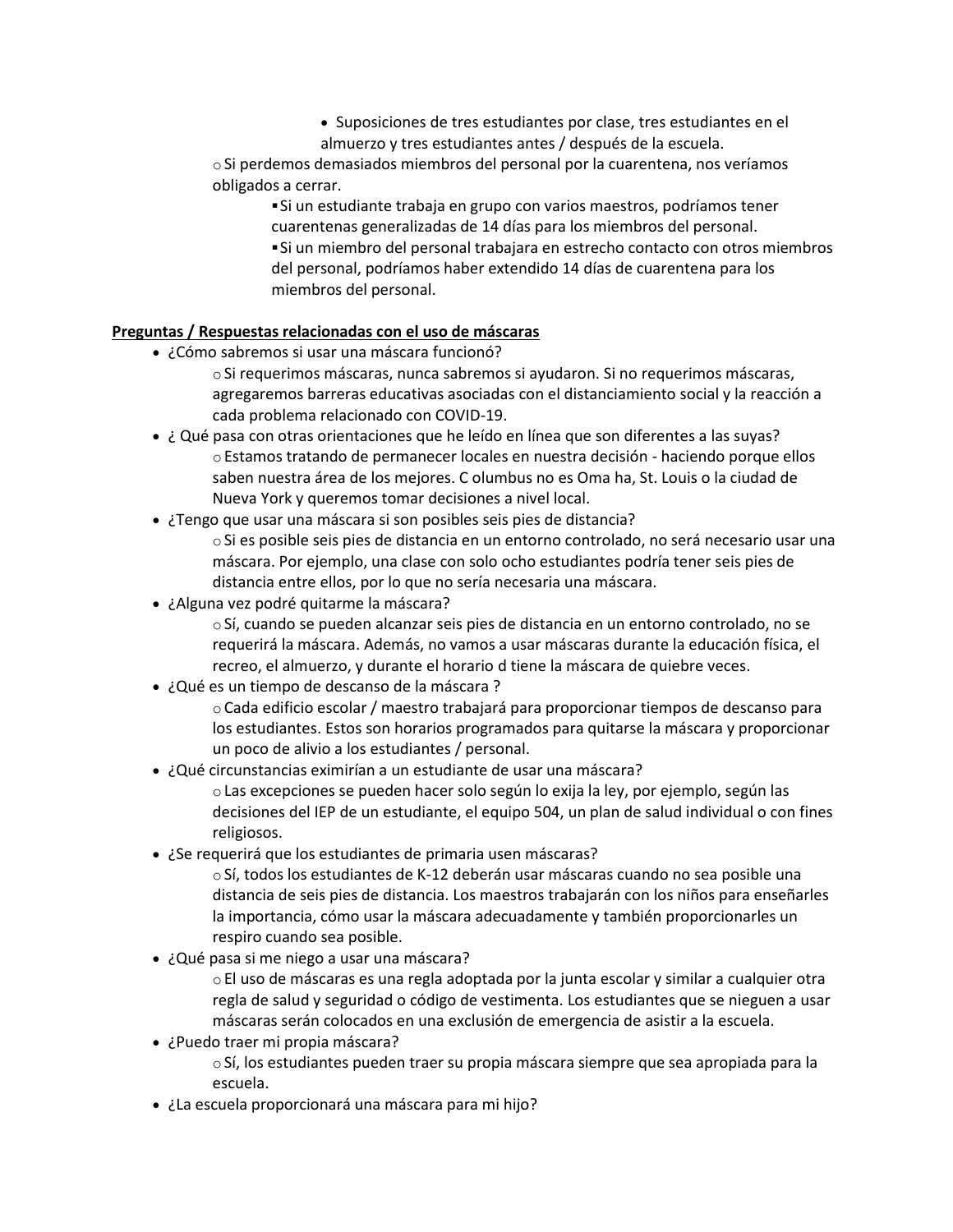- Suposiciones de tres estudiantes por clase, tres estudiantes en el almuerzo y tres estudiantes antes / después de la escuela.
    - Si perdemos demasiados miembros del personal por la cuarentena, nos veríamos obligados a cerrar.
        - Si un estudiante trabaja en grupo con varios maestros, podríamos tener cuarentenas generalizadas de 14 días para los miembros del personal.
        - Si un miembro del personal trabajara en estrecho contacto con otros miembros del personal, podríamos haber extendido 14 días de cuarentena para los miembros del personal.

**<u>Preguntas / Respuestas relacionadas con el uso de máscaras</u>**

- ¿Cómo sabremos si usar una máscara funcionó?
    - Si requerimos máscaras, nunca sabremos si ayudaron. Si no requerimos máscaras, agregaremos barreras educativas asociadas con el distanciamiento social y la reacción a cada problema relacionado con COVID-19.
- ¿ Qué pasa con otras orientaciones que he leído en línea que son diferentes a las suyas?
    - Estamos tratando de permanecer locales en nuestra decisión - haciendo porque ellos saben nuestra área de los mejores. C olumbus no es Oma ha, St. Louis o la ciudad de Nueva York y queremos tomar decisiones a nivel local.
- ¿Tengo que usar una máscara si son posibles seis pies de distancia?
    - Si es posible seis pies de distancia en un entorno controlado, no será necesario usar una máscara. Por ejemplo, una clase con solo ocho estudiantes podría tener seis pies de distancia entre ellos, por lo que no sería necesaria una máscara.
- ¿Alguna vez podré quitarme la máscara?
    - Sí, cuando se pueden alcanzar seis pies de distancia en un entorno controlado, no se requerirá la máscara. Además, no vamos a usar máscaras durante la educación física, el recreo, el almuerzo, y durante el horario d tiene la máscara de quiebre veces.
- ¿Qué es un tiempo de descanso de la máscara ?
    - Cada edificio escolar / maestro trabajará para proporcionar tiempos de descanso para los estudiantes. Estos son horarios programados para quitarse la máscara y proporcionar un poco de alivio a los estudiantes / personal.
- ¿Qué circunstancias eximirían a un estudiante de usar una máscara?
    - Las excepciones se pueden hacer solo según lo exija la ley, por ejemplo, según las decisiones del IEP de un estudiante, el equipo 504, un plan de salud individual o con fines religiosos.
- ¿Se requerirá que los estudiantes de primaria usen máscaras?
    - Sí, todos los estudiantes de K-12 deberán usar máscaras cuando no sea posible una distancia de seis pies de distancia. Los maestros trabajarán con los niños para enseñarles la importancia, cómo usar la máscara adecuadamente y también proporcionarles un respiro cuando sea posible.
- ¿Qué pasa si me niego a usar una máscara?
    - El uso de máscaras es una regla adoptada por la junta escolar y similar a cualquier otra regla de salud y seguridad o código de vestimenta. Los estudiantes que se nieguen a usar máscaras serán colocados en una exclusión de emergencia de asistir a la escuela.
- ¿Puedo traer mi propia máscara?
    - Sí, los estudiantes pueden traer su propia máscara siempre que sea apropiada para la escuela.
- ¿La escuela proporcionará una máscara para mi hijo?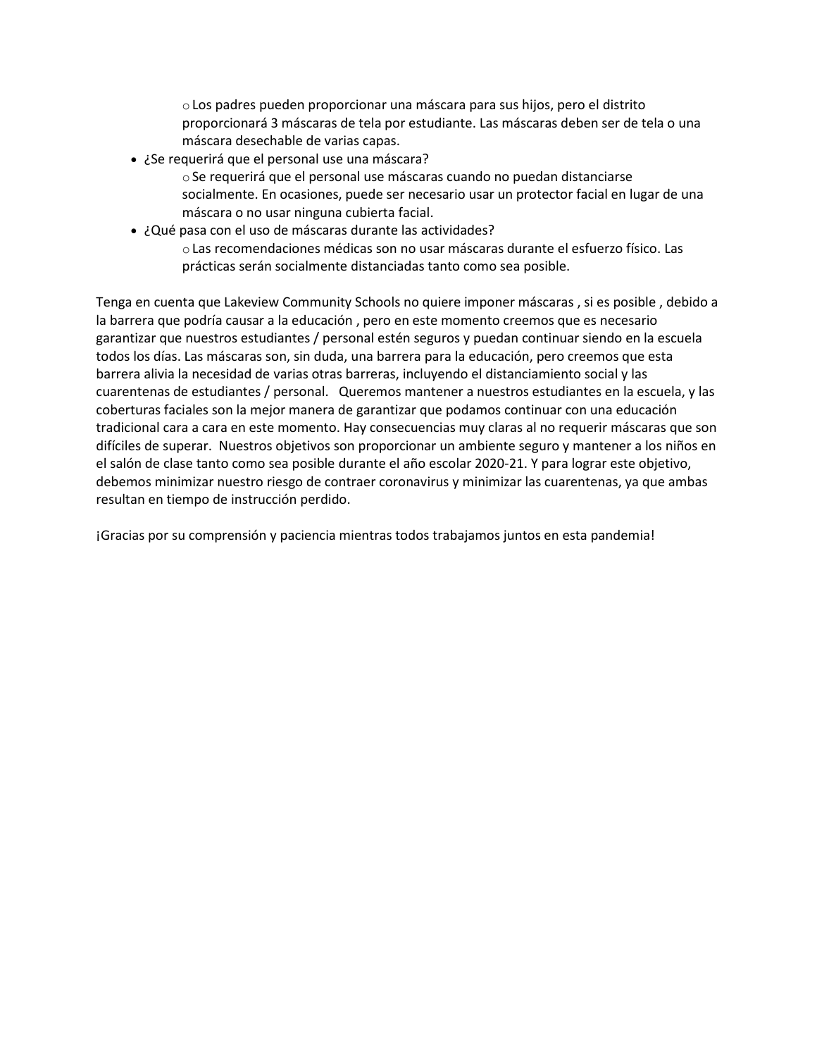- Los padres pueden proporcionar una máscara para sus hijos, pero el distrito proporcionará 3 máscaras de tela por estudiante. Las máscaras deben ser de tela o una máscara desechable de varias capas.
- ¿Se requerirá que el personal use una máscara?
    - Se requerirá que el personal use máscaras cuando no puedan distanciarse socialmente. En ocasiones, puede ser necesario usar un protector facial en lugar de una máscara o no usar ninguna cubierta facial.
- ¿Qué pasa con el uso de máscaras durante las actividades?
    - Las recomendaciones médicas son no usar máscaras durante el esfuerzo físico. Las prácticas serán socialmente distanciadas tanto como sea posible.

Tenga en cuenta que Lakeview Community Schools no quiere imponer máscaras , si es posible , debido a la barrera que podría causar a la educación , pero en este momento creemos que es necesario garantizar que nuestros estudiantes / personal estén seguros y puedan continuar siendo en la escuela todos los días. Las máscaras son, sin duda, una barrera para la educación, pero creemos que esta barrera alivia la necesidad de varias otras barreras, incluyendo el distanciamiento social y las cuarentenas de estudiantes / personal. Queremos mantener a nuestros estudiantes en la escuela, y las coberturas faciales son la mejor manera de garantizar que podamos continuar con una educación tradicional cara a cara en este momento. Hay consecuencias muy claras al no requerir máscaras que son difíciles de superar. Nuestros objetivos son proporcionar un ambiente seguro y mantener a los niños en el salón de clase tanto como sea posible durante el año escolar 2020-21. Y para lograr este objetivo, debemos minimizar nuestro riesgo de contraer coronavirus y minimizar las cuarentenas, ya que ambas resultan en tiempo de instrucción perdido.

¡Gracias por su comprensión y paciencia mientras todos trabajamos juntos en esta pandemia!